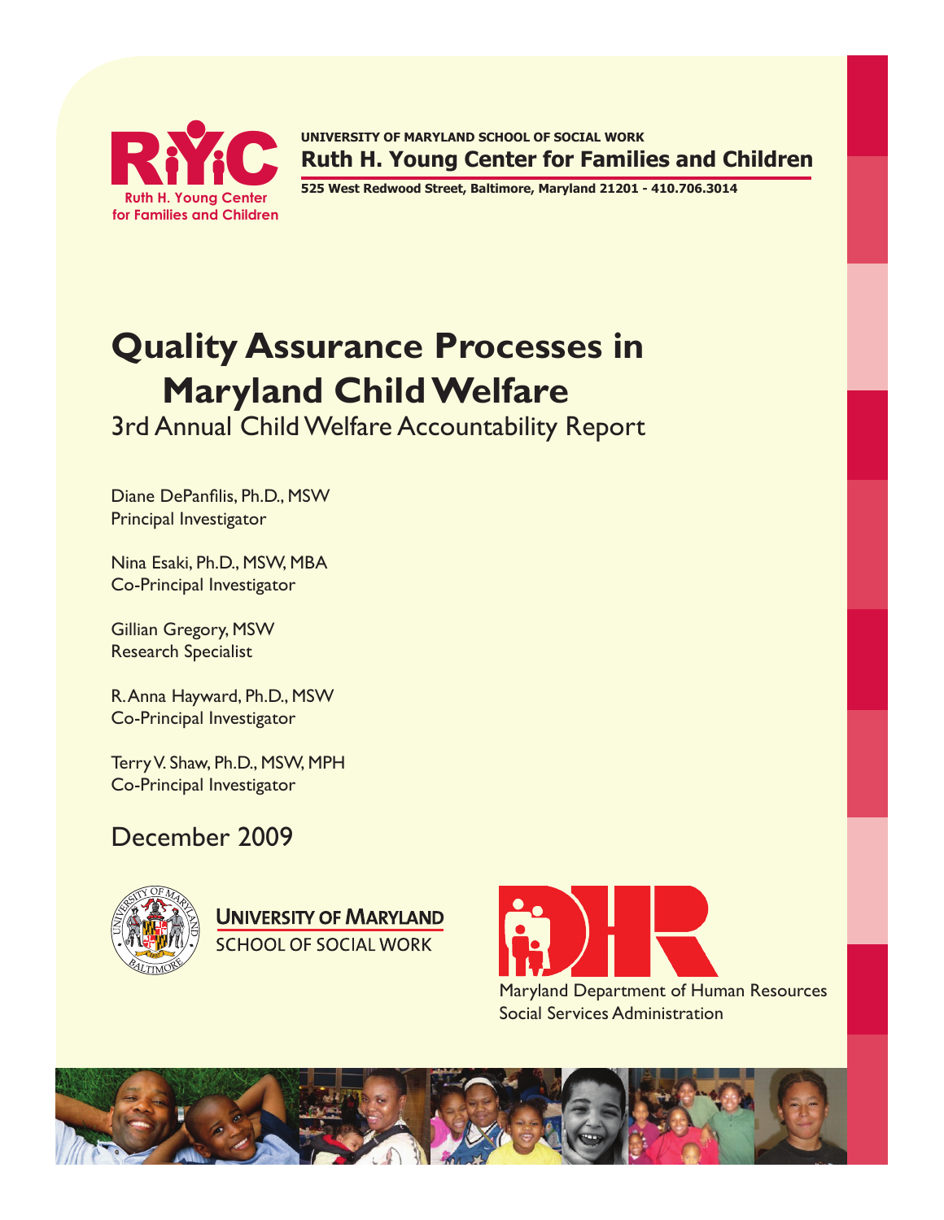Ruth H. Young Center for Families and Children

UNIVERSITY OF MARYLAND SCHOOL OF SOCIAL WORK
**Ruth H. Young Center for Families and Children**
525 West Redwood Street, Baltimore, Maryland 21201 - 410.706.3014

# Quality Assurance Processes in Maryland Child Welfare

## 3rd Annual Child Welfare Accountability Report

Diane DePanfilis, Ph.D., MSW
Principal Investigator

Nina Esaki, Ph.D., MSW, MBA
Co-Principal Investigator

Gillian Gregory, MSW
Research Specialist

R. Anna Hayward, Ph.D., MSW
Co-Principal Investigator

Terry V. Shaw, Ph.D., MSW, MPH
Co-Principal Investigator

December 2009

UNIVERSITY OF MARYLAND
SCHOOL OF SOCIAL WORK

Maryland Department of Human Resources
Social Services Administration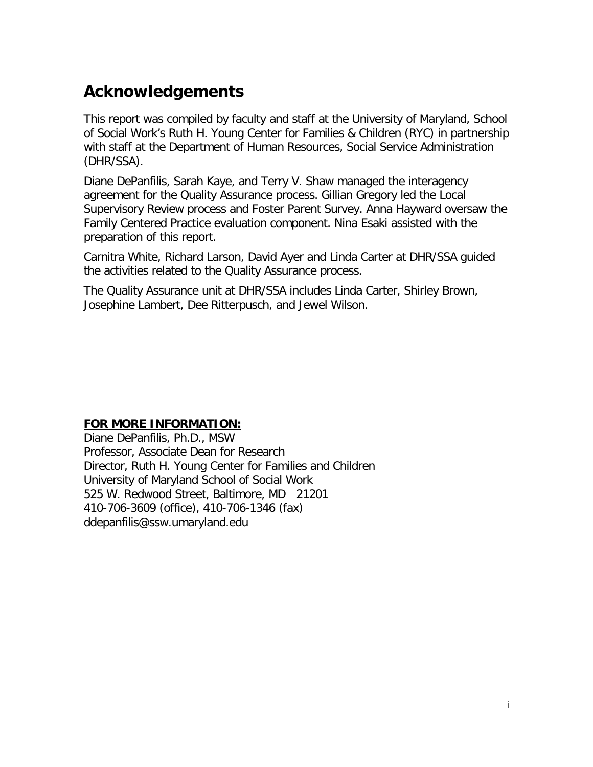# Acknowledgements

This report was compiled by faculty and staff at the University of Maryland, School of Social Work's Ruth H. Young Center for Families & Children (RYC) in partnership with staff at the Department of Human Resources, Social Service Administration (DHR/SSA).

Diane DePanfilis, Sarah Kaye, and Terry V. Shaw managed the interagency agreement for the Quality Assurance process. Gillian Gregory led the Local Supervisory Review process and Foster Parent Survey. Anna Hayward oversaw the Family Centered Practice evaluation component. Nina Esaki assisted with the preparation of this report.

Carnitra White, Richard Larson, David Ayer and Linda Carter at DHR/SSA guided the activities related to the Quality Assurance process.

The Quality Assurance unit at DHR/SSA includes Linda Carter, Shirley Brown, Josephine Lambert, Dee Ritterpusch, and Jewel Wilson.

**FOR MORE INFORMATION:**

Diane DePanfilis, Ph.D., MSW
Professor, Associate Dean for Research
Director, Ruth H. Young Center for Families and Children
University of Maryland School of Social Work
525 W. Redwood Street, Baltimore, MD 21201
410-706-3609 (office), 410-706-1346 (fax)
ddepanfilis@ssw.umaryland.edu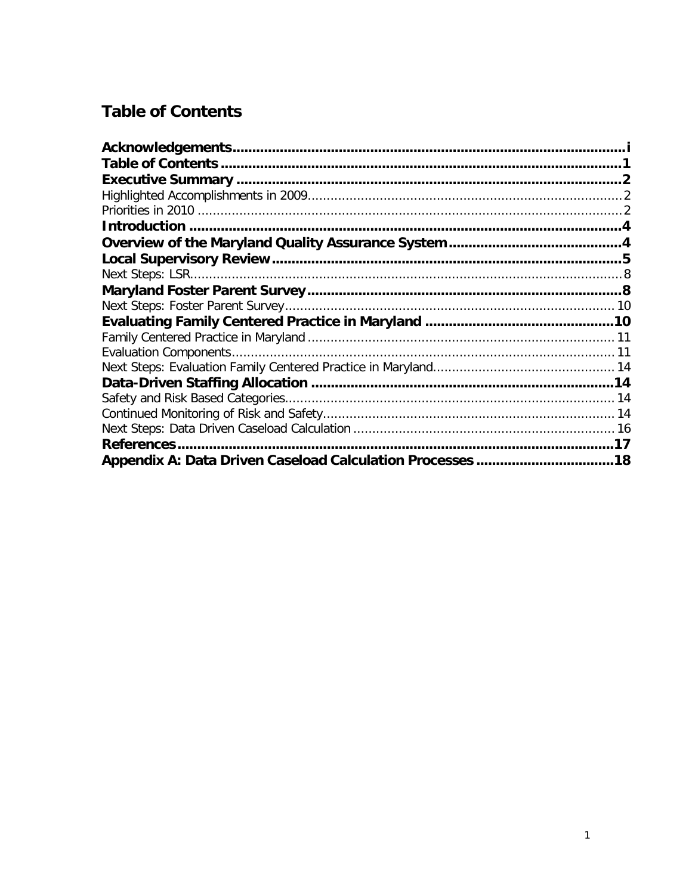## Table of Contents

**Acknowledgements** .................................................. i
**Table of Contents** .................................................. 1
**Executive Summary** .................................................. 2
Highlighted Accomplishments in 2009 .................................................. 2
Priorities in 2010 .................................................. 2
**Introduction** .................................................. 4
**Overview of the Maryland Quality Assurance System** .................................................. 4
**Local Supervisory Review** .................................................. 5
Next Steps: LSR .................................................. 8
**Maryland Foster Parent Survey** .................................................. 8
Next Steps: Foster Parent Survey .................................................. 10
**Evaluating Family Centered Practice in Maryland** .................................................. 10
Family Centered Practice in Maryland .................................................. 11
Evaluation Components .................................................. 11
Next Steps: Evaluation Family Centered Practice in Maryland .................................................. 14
**Data-Driven Staffing Allocation** .................................................. 14
Safety and Risk Based Categories .................................................. 14
Continued Monitoring of Risk and Safety .................................................. 14
Next Steps: Data Driven Caseload Calculation .................................................. 16
**References** .................................................. 17
**Appendix A: Data Driven Caseload Calculation Processes** .................................................. 18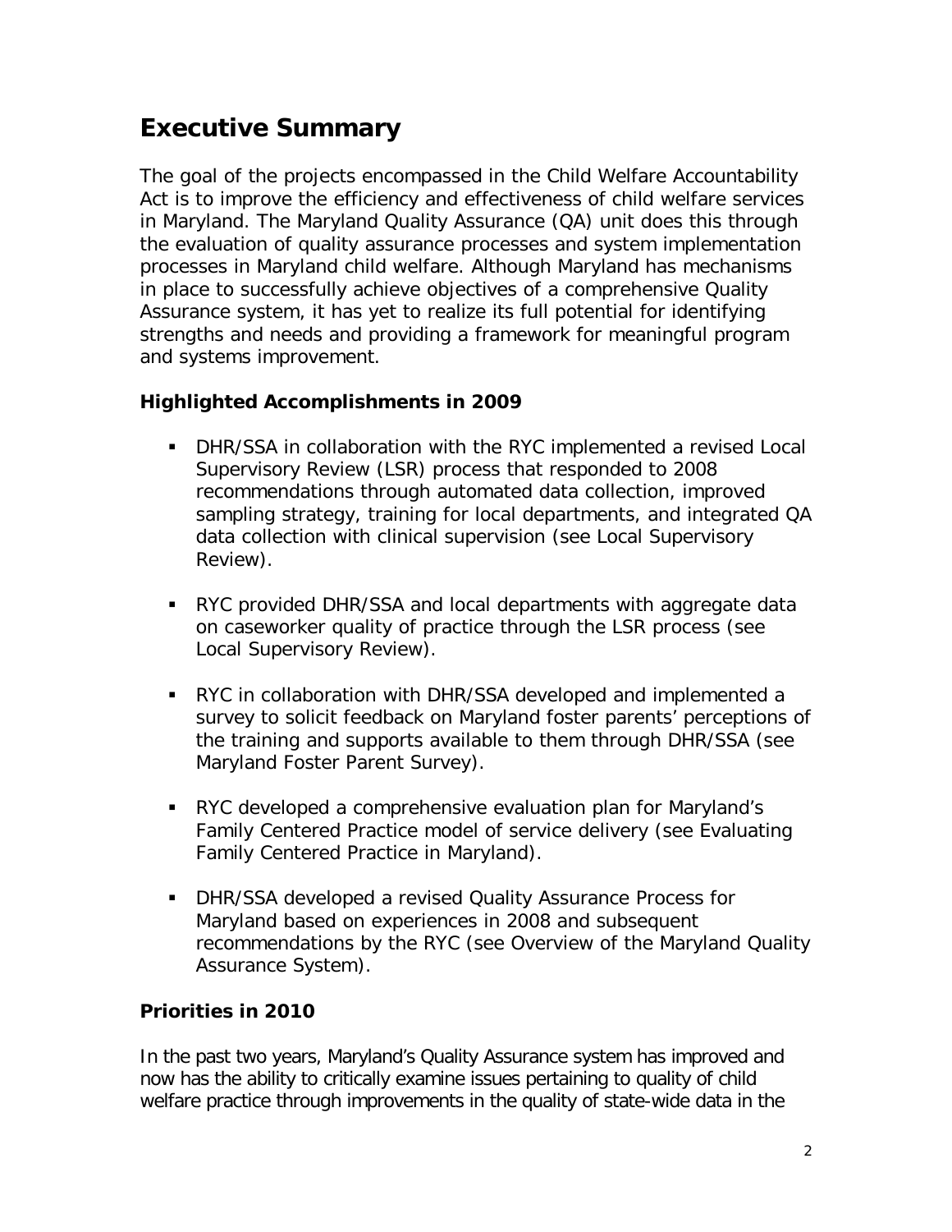# Executive Summary

The goal of the projects encompassed in the Child Welfare Accountability Act is to improve the efficiency and effectiveness of child welfare services in Maryland. The Maryland Quality Assurance (QA) unit does this through the evaluation of quality assurance processes and system implementation processes in Maryland child welfare. Although Maryland has mechanisms in place to successfully achieve objectives of a comprehensive Quality Assurance system, it has yet to realize its full potential for identifying strengths and needs and providing a framework for meaningful program and systems improvement.

### Highlighted Accomplishments in 2009

- DHR/SSA in collaboration with the RYC implemented a revised Local Supervisory Review (LSR) process that responded to 2008 recommendations through automated data collection, improved sampling strategy, training for local departments, and integrated QA data collection with clinical supervision (see Local Supervisory Review).
- RYC provided DHR/SSA and local departments with aggregate data on caseworker quality of practice through the LSR process (see Local Supervisory Review).
- RYC in collaboration with DHR/SSA developed and implemented a survey to solicit feedback on Maryland foster parents' perceptions of the training and supports available to them through DHR/SSA (see Maryland Foster Parent Survey).
- RYC developed a comprehensive evaluation plan for Maryland's Family Centered Practice model of service delivery (see Evaluating Family Centered Practice in Maryland).
- DHR/SSA developed a revised Quality Assurance Process for Maryland based on experiences in 2008 and subsequent recommendations by the RYC (see Overview of the Maryland Quality Assurance System).

### Priorities in 2010

In the past two years, Maryland's Quality Assurance system has improved and now has the ability to critically examine issues pertaining to quality of child welfare practice through improvements in the quality of state-wide data in the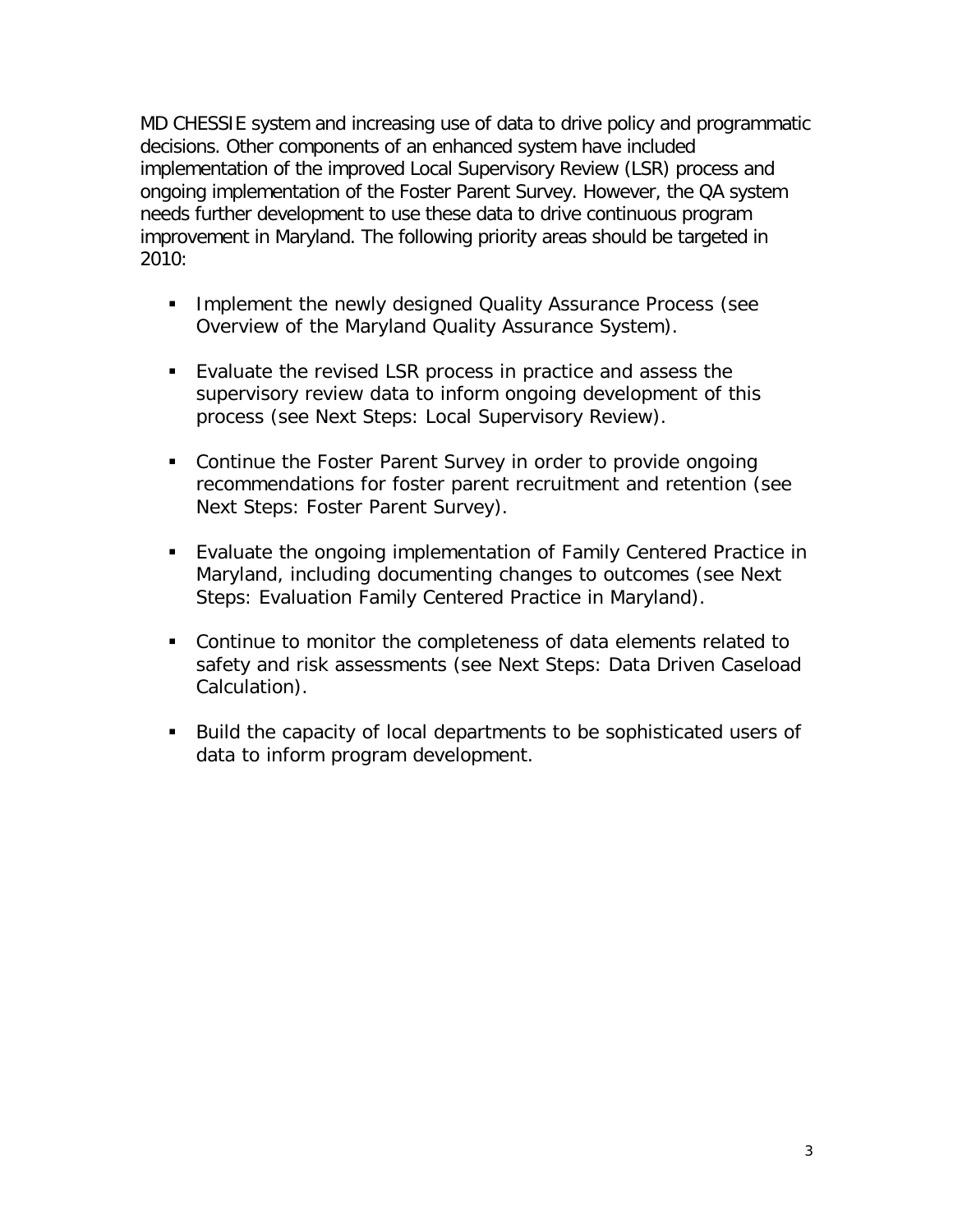MD CHESSIE system and increasing use of data to drive policy and programmatic decisions. Other components of an enhanced system have included implementation of the improved Local Supervisory Review (LSR) process and ongoing implementation of the Foster Parent Survey. However, the QA system needs further development to use these data to drive continuous program improvement in Maryland. The following priority areas should be targeted in 2010:

- Implement the newly designed Quality Assurance Process (see Overview of the Maryland Quality Assurance System).
- Evaluate the revised LSR process in practice and assess the supervisory review data to inform ongoing development of this process (see Next Steps: Local Supervisory Review).
- Continue the Foster Parent Survey in order to provide ongoing recommendations for foster parent recruitment and retention (see Next Steps: Foster Parent Survey).
- Evaluate the ongoing implementation of Family Centered Practice in Maryland, including documenting changes to outcomes (see Next Steps: Evaluation Family Centered Practice in Maryland).
- Continue to monitor the completeness of data elements related to safety and risk assessments (see Next Steps: Data Driven Caseload Calculation).
- Build the capacity of local departments to be sophisticated users of data to inform program development.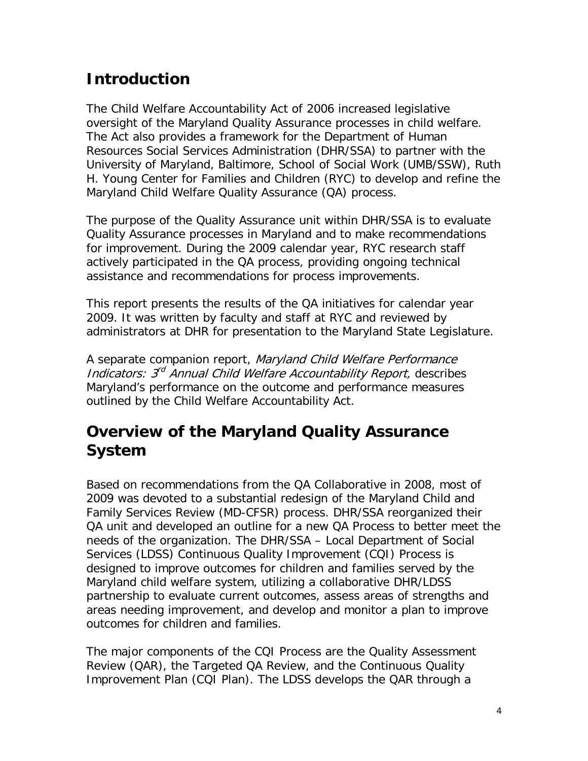## Introduction

The Child Welfare Accountability Act of 2006 increased legislative oversight of the Maryland Quality Assurance processes in child welfare. The Act also provides a framework for the Department of Human Resources Social Services Administration (DHR/SSA) to partner with the University of Maryland, Baltimore, School of Social Work (UMB/SSW), Ruth H. Young Center for Families and Children (RYC) to develop and refine the Maryland Child Welfare Quality Assurance (QA) process.

The purpose of the Quality Assurance unit within DHR/SSA is to evaluate Quality Assurance processes in Maryland and to make recommendations for improvement. During the 2009 calendar year, RYC research staff actively participated in the QA process, providing ongoing technical assistance and recommendations for process improvements.

This report presents the results of the QA initiatives for calendar year 2009. It was written by faculty and staff at RYC and reviewed by administrators at DHR for presentation to the Maryland State Legislature.

A separate companion report, *Maryland Child Welfare Performance Indicators: 3rd Annual Child Welfare Accountability Report,* describes Maryland's performance on the outcome and performance measures outlined by the Child Welfare Accountability Act.

## Overview of the Maryland Quality Assurance System

Based on recommendations from the QA Collaborative in 2008, most of 2009 was devoted to a substantial redesign of the Maryland Child and Family Services Review (MD-CFSR) process. DHR/SSA reorganized their QA unit and developed an outline for a new QA Process to better meet the needs of the organization. The DHR/SSA – Local Department of Social Services (LDSS) Continuous Quality Improvement (CQI) Process is designed to improve outcomes for children and families served by the Maryland child welfare system, utilizing a collaborative DHR/LDSS partnership to evaluate current outcomes, assess areas of strengths and areas needing improvement, and develop and monitor a plan to improve outcomes for children and families.

The major components of the CQI Process are the Quality Assessment Review (QAR), the Targeted QA Review, and the Continuous Quality Improvement Plan (CQI Plan). The LDSS develops the QAR through a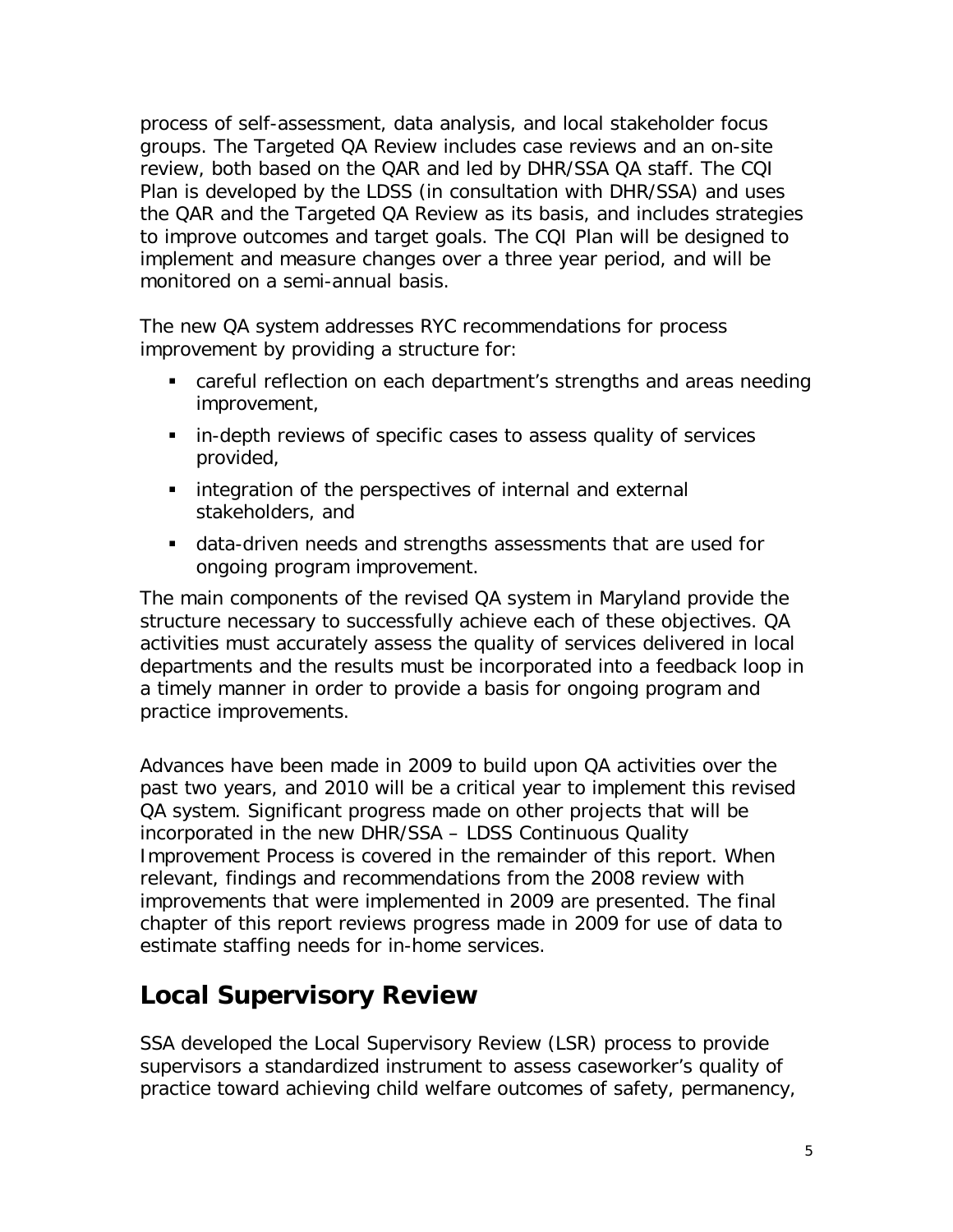process of self-assessment, data analysis, and local stakeholder focus groups. The Targeted QA Review includes case reviews and an on-site review, both based on the QAR and led by DHR/SSA QA staff. The CQI Plan is developed by the LDSS (in consultation with DHR/SSA) and uses the QAR and the Targeted QA Review as its basis, and includes strategies to improve outcomes and target goals. The CQI Plan will be designed to implement and measure changes over a three year period, and will be monitored on a semi-annual basis.

The new QA system addresses RYC recommendations for process improvement by providing a structure for:

- careful reflection on each department's strengths and areas needing improvement,
- in-depth reviews of specific cases to assess quality of services provided,
- integration of the perspectives of internal and external stakeholders, and
- data-driven needs and strengths assessments that are used for ongoing program improvement.

The main components of the revised QA system in Maryland provide the structure necessary to successfully achieve each of these objectives. QA activities must accurately assess the quality of services delivered in local departments and the results must be incorporated into a feedback loop in a timely manner in order to provide a basis for ongoing program and practice improvements.

Advances have been made in 2009 to build upon QA activities over the past two years, and 2010 will be a critical year to implement this revised QA system. Significant progress made on other projects that will be incorporated in the new DHR/SSA – LDSS Continuous Quality Improvement Process is covered in the remainder of this report. When relevant, findings and recommendations from the 2008 review with improvements that were implemented in 2009 are presented. The final chapter of this report reviews progress made in 2009 for use of data to estimate staffing needs for in-home services.

## Local Supervisory Review

SSA developed the Local Supervisory Review (LSR) process to provide supervisors a standardized instrument to assess caseworker's quality of practice toward achieving child welfare outcomes of safety, permanency,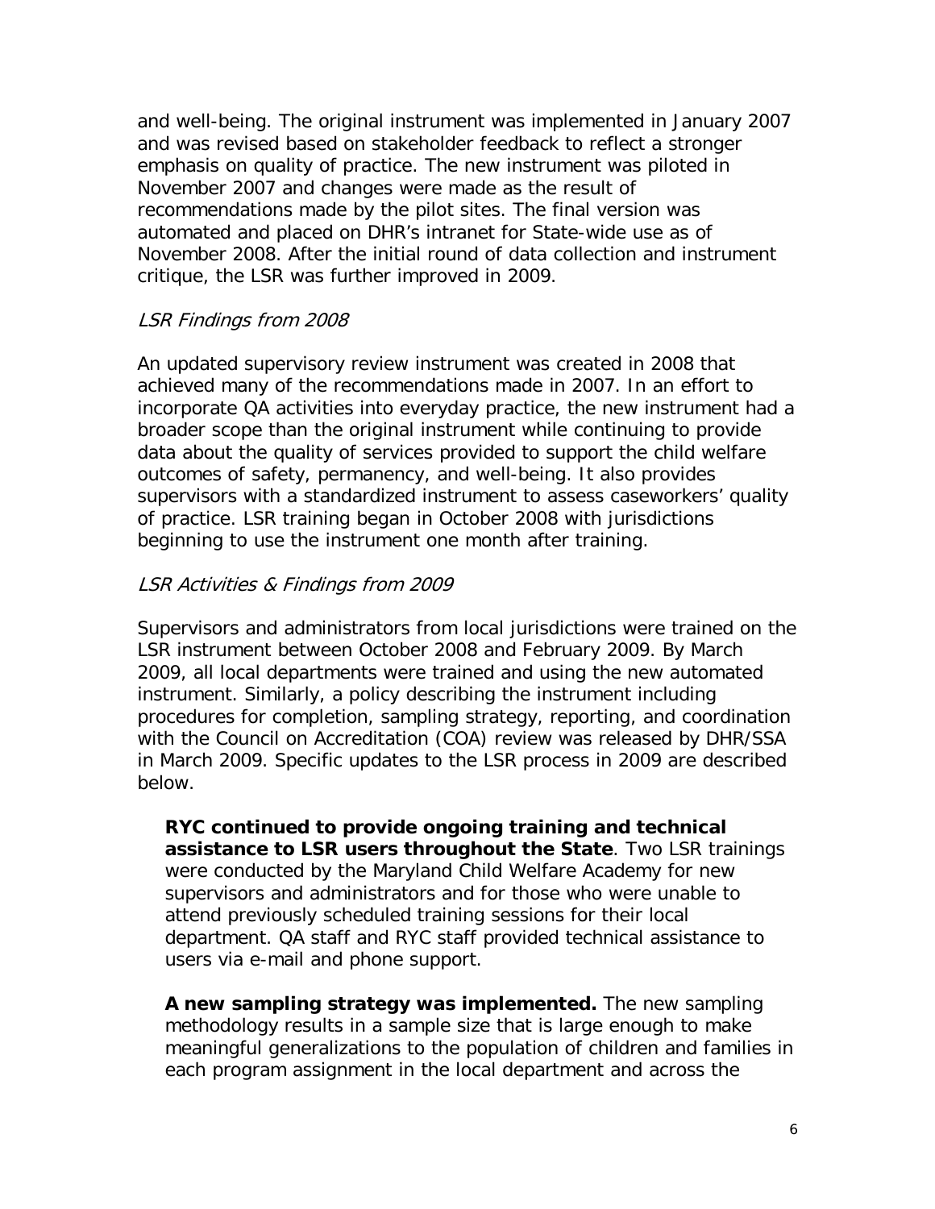and well-being. The original instrument was implemented in January 2007 and was revised based on stakeholder feedback to reflect a stronger emphasis on quality of practice. The new instrument was piloted in November 2007 and changes were made as the result of recommendations made by the pilot sites. The final version was automated and placed on DHR's intranet for State-wide use as of November 2008. After the initial round of data collection and instrument critique, the LSR was further improved in 2009.

### *LSR Findings from 2008*

An updated supervisory review instrument was created in 2008 that achieved many of the recommendations made in 2007. In an effort to incorporate QA activities into everyday practice, the new instrument had a broader scope than the original instrument while continuing to provide data about the quality of services provided to support the child welfare outcomes of safety, permanency, and well-being. It also provides supervisors with a standardized instrument to assess caseworkers' quality of practice. LSR training began in October 2008 with jurisdictions beginning to use the instrument one month after training.

### *LSR Activities & Findings from 2009*

Supervisors and administrators from local jurisdictions were trained on the LSR instrument between October 2008 and February 2009. By March 2009, all local departments were trained and using the new automated instrument. Similarly, a policy describing the instrument including procedures for completion, sampling strategy, reporting, and coordination with the Council on Accreditation (COA) review was released by DHR/SSA in March 2009. Specific updates to the LSR process in 2009 are described below.

**RYC continued to provide ongoing training and technical assistance to LSR users throughout the State**. Two LSR trainings were conducted by the Maryland Child Welfare Academy for new supervisors and administrators and for those who were unable to attend previously scheduled training sessions for their local department. QA staff and RYC staff provided technical assistance to users via e-mail and phone support.

**A new sampling strategy was implemented.** The new sampling methodology results in a sample size that is large enough to make meaningful generalizations to the population of children and families in each program assignment in the local department and across the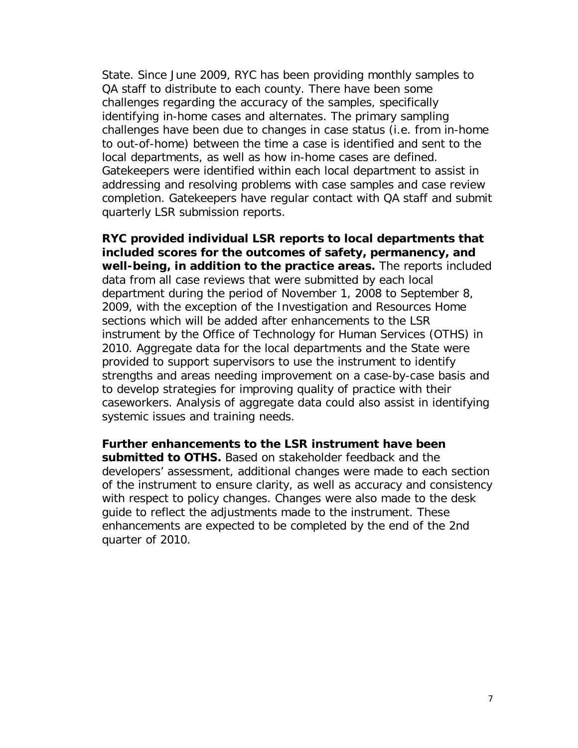State. Since June 2009, RYC has been providing monthly samples to QA staff to distribute to each county. There have been some challenges regarding the accuracy of the samples, specifically identifying in-home cases and alternates. The primary sampling challenges have been due to changes in case status (i.e. from in-home to out-of-home) between the time a case is identified and sent to the local departments, as well as how in-home cases are defined. Gatekeepers were identified within each local department to assist in addressing and resolving problems with case samples and case review completion. Gatekeepers have regular contact with QA staff and submit quarterly LSR submission reports.

**RYC provided individual LSR reports to local departments that included scores for the outcomes of safety, permanency, and well-being, in addition to the practice areas.** The reports included data from all case reviews that were submitted by each local department during the period of November 1, 2008 to September 8, 2009, with the exception of the Investigation and Resources Home sections which will be added after enhancements to the LSR instrument by the Office of Technology for Human Services (OTHS) in 2010. Aggregate data for the local departments and the State were provided to support supervisors to use the instrument to identify strengths and areas needing improvement on a case-by-case basis and to develop strategies for improving quality of practice with their caseworkers. Analysis of aggregate data could also assist in identifying systemic issues and training needs.

**Further enhancements to the LSR instrument have been submitted to OTHS.** Based on stakeholder feedback and the developers' assessment, additional changes were made to each section of the instrument to ensure clarity, as well as accuracy and consistency with respect to policy changes. Changes were also made to the desk guide to reflect the adjustments made to the instrument. These enhancements are expected to be completed by the end of the 2nd quarter of 2010.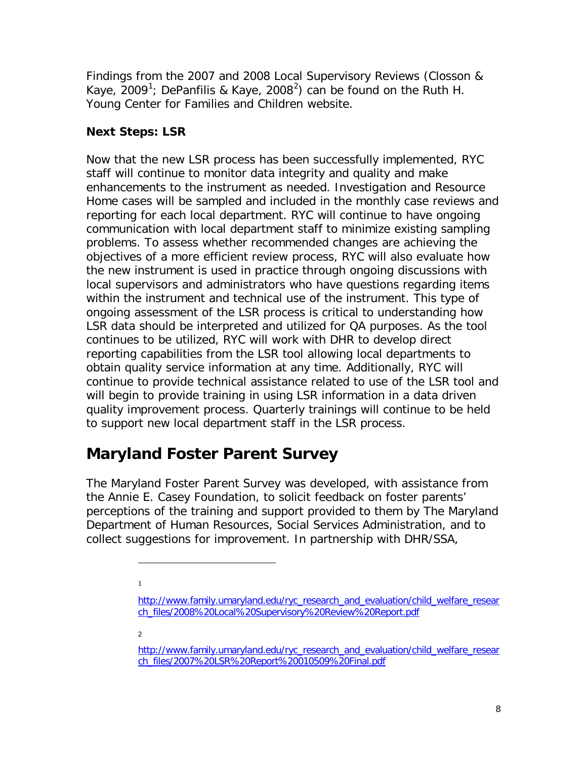Findings from the 2007 and 2008 Local Supervisory Reviews (Closson & Kaye, 2009[1]; DePanfilis & Kaye, 2008[2]) can be found on the Ruth H. Young Center for Families and Children website.

**Next Steps: LSR**

Now that the new LSR process has been successfully implemented, RYC staff will continue to monitor data integrity and quality and make enhancements to the instrument as needed. Investigation and Resource Home cases will be sampled and included in the monthly case reviews and reporting for each local department. RYC will continue to have ongoing communication with local department staff to minimize existing sampling problems. To assess whether recommended changes are achieving the objectives of a more efficient review process, RYC will also evaluate how the new instrument is used in practice through ongoing discussions with local supervisors and administrators who have questions regarding items within the instrument and technical use of the instrument. This type of ongoing assessment of the LSR process is critical to understanding how LSR data should be interpreted and utilized for QA purposes. As the tool continues to be utilized, RYC will work with DHR to develop direct reporting capabilities from the LSR tool allowing local departments to obtain quality service information at any time. Additionally, RYC will continue to provide technical assistance related to use of the LSR tool and will begin to provide training in using LSR information in a data driven quality improvement process. Quarterly trainings will continue to be held to support new local department staff in the LSR process.

## Maryland Foster Parent Survey

The Maryland Foster Parent Survey was developed, with assistance from the Annie E. Casey Foundation, to solicit feedback on foster parents' perceptions of the training and support provided to them by The Maryland Department of Human Resources, Social Services Administration, and to collect suggestions for improvement. In partnership with DHR/SSA,

---

[1] http://www.family.umaryland.edu/ryc_research_and_evaluation/child_welfare_research_files/2008%20Local%20Supervisory%20Review%20Report.pdf

[2] http://www.family.umaryland.edu/ryc_research_and_evaluation/child_welfare_research_files/2007%20LSR%20Report%20010509%20Final.pdf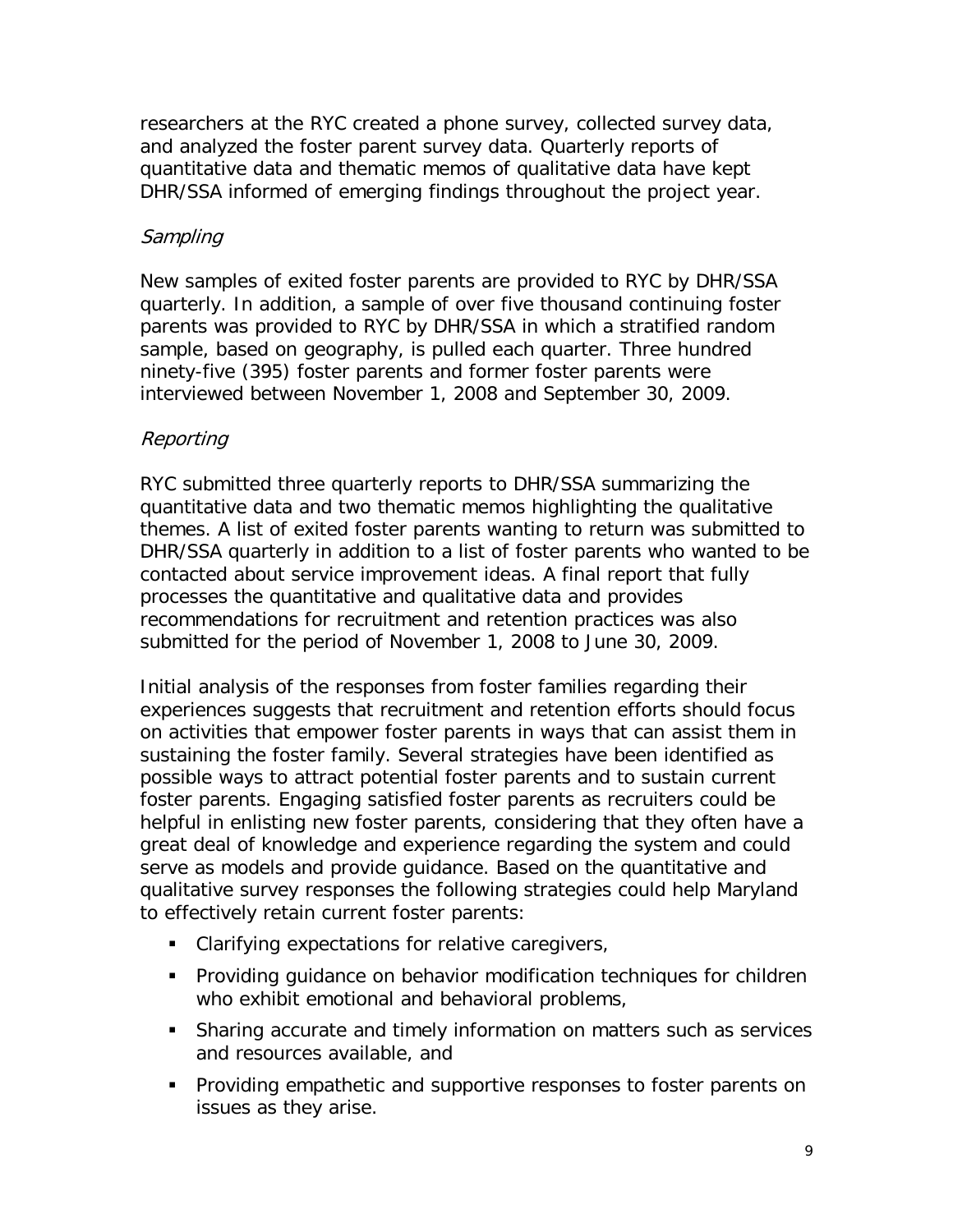researchers at the RYC created a phone survey, collected survey data, and analyzed the foster parent survey data. Quarterly reports of quantitative data and thematic memos of qualitative data have kept DHR/SSA informed of emerging findings throughout the project year.

*Sampling*

New samples of exited foster parents are provided to RYC by DHR/SSA quarterly. In addition, a sample of over five thousand continuing foster parents was provided to RYC by DHR/SSA in which a stratified random sample, based on geography, is pulled each quarter. Three hundred ninety-five (395) foster parents and former foster parents were interviewed between November 1, 2008 and September 30, 2009.

*Reporting*

RYC submitted three quarterly reports to DHR/SSA summarizing the quantitative data and two thematic memos highlighting the qualitative themes. A list of exited foster parents wanting to return was submitted to DHR/SSA quarterly in addition to a list of foster parents who wanted to be contacted about service improvement ideas. A final report that fully processes the quantitative and qualitative data and provides recommendations for recruitment and retention practices was also submitted for the period of November 1, 2008 to June 30, 2009.

Initial analysis of the responses from foster families regarding their experiences suggests that recruitment and retention efforts should focus on activities that empower foster parents in ways that can assist them in sustaining the foster family. Several strategies have been identified as possible ways to attract potential foster parents and to sustain current foster parents. Engaging satisfied foster parents as recruiters could be helpful in enlisting new foster parents, considering that they often have a great deal of knowledge and experience regarding the system and could serve as models and provide guidance. Based on the quantitative and qualitative survey responses the following strategies could help Maryland to effectively retain current foster parents:

- Clarifying expectations for relative caregivers,
- Providing guidance on behavior modification techniques for children who exhibit emotional and behavioral problems,
- Sharing accurate and timely information on matters such as services and resources available, and
- Providing empathetic and supportive responses to foster parents on issues as they arise.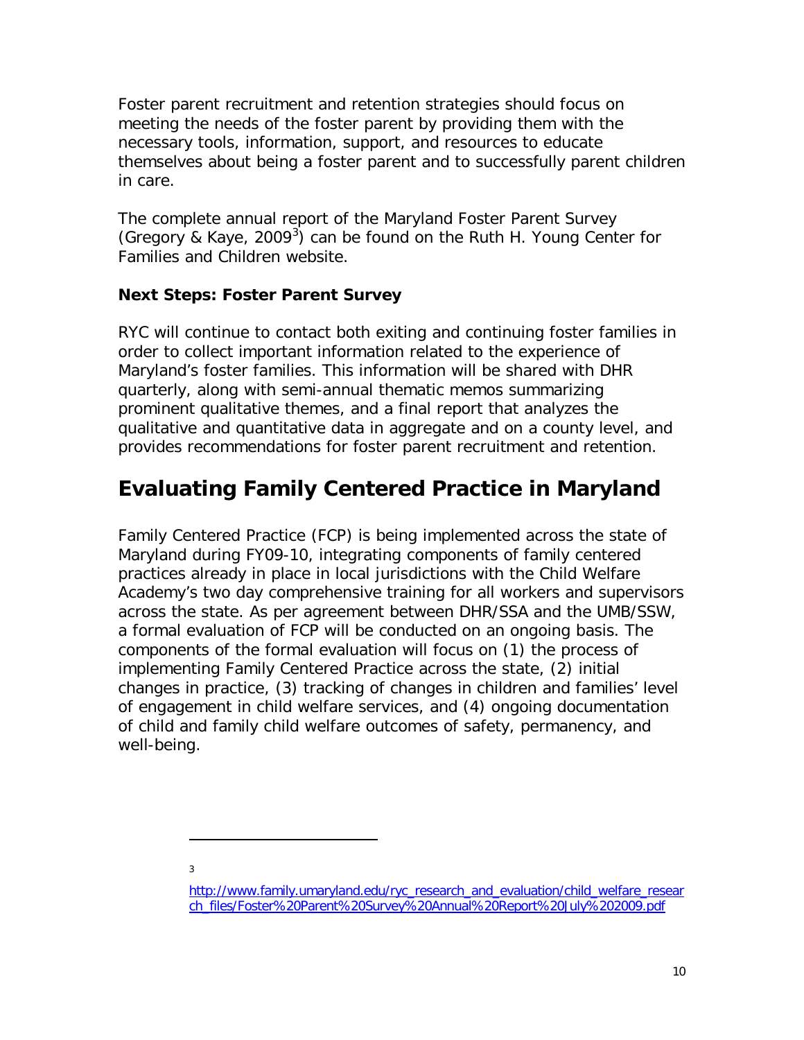Foster parent recruitment and retention strategies should focus on meeting the needs of the foster parent by providing them with the necessary tools, information, support, and resources to educate themselves about being a foster parent and to successfully parent children in care.

The complete annual report of the Maryland Foster Parent Survey (Gregory & Kaye, 2009[3]) can be found on the Ruth H. Young Center for Families and Children website.

**Next Steps: Foster Parent Survey**

RYC will continue to contact both exiting and continuing foster families in order to collect important information related to the experience of Maryland's foster families. This information will be shared with DHR quarterly, along with semi-annual thematic memos summarizing prominent qualitative themes, and a final report that analyzes the qualitative and quantitative data in aggregate and on a county level, and provides recommendations for foster parent recruitment and retention.

## Evaluating Family Centered Practice in Maryland

Family Centered Practice (FCP) is being implemented across the state of Maryland during FY09-10, integrating components of family centered practices already in place in local jurisdictions with the Child Welfare Academy's two day comprehensive training for all workers and supervisors across the state. As per agreement between DHR/SSA and the UMB/SSW, a formal evaluation of FCP will be conducted on an ongoing basis. The components of the formal evaluation will focus on (1) the process of implementing Family Centered Practice across the state, (2) initial changes in practice, (3) tracking of changes in children and families' level of engagement in child welfare services, and (4) ongoing documentation of child and family child welfare outcomes of safety, permanency, and well-being.

---

[3] http://www.family.umaryland.edu/ryc_research_and_evaluation/child_welfare_research_files/Foster%20Parent%20Survey%20Annual%20Report%20July%202009.pdf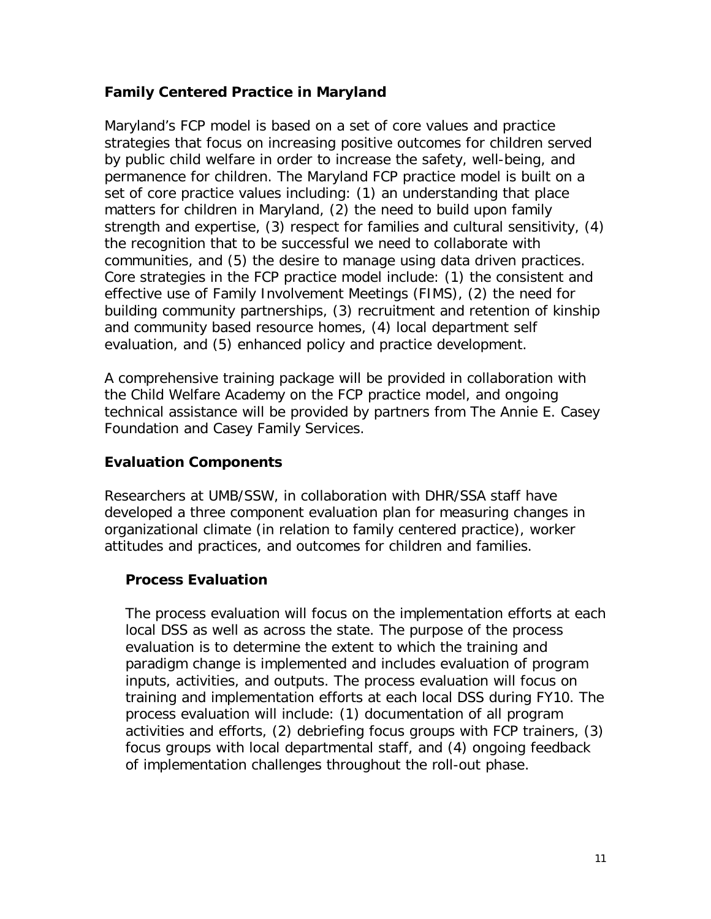## Family Centered Practice in Maryland

Maryland's FCP model is based on a set of core values and practice strategies that focus on increasing positive outcomes for children served by public child welfare in order to increase the safety, well-being, and permanence for children. The Maryland FCP practice model is built on a set of core practice values including: (1) an understanding that place matters for children in Maryland, (2) the need to build upon family strength and expertise, (3) respect for families and cultural sensitivity, (4) the recognition that to be successful we need to collaborate with communities, and (5) the desire to manage using data driven practices. Core strategies in the FCP practice model include: (1) the consistent and effective use of Family Involvement Meetings (FIMS), (2) the need for building community partnerships, (3) recruitment and retention of kinship and community based resource homes, (4) local department self evaluation, and (5) enhanced policy and practice development.

A comprehensive training package will be provided in collaboration with the Child Welfare Academy on the FCP practice model, and ongoing technical assistance will be provided by partners from The Annie E. Casey Foundation and Casey Family Services.

## Evaluation Components

Researchers at UMB/SSW, in collaboration with DHR/SSA staff have developed a three component evaluation plan for measuring changes in organizational climate (in relation to family centered practice), worker attitudes and practices, and outcomes for children and families.

### Process Evaluation

The process evaluation will focus on the implementation efforts at each local DSS as well as across the state. The purpose of the process evaluation is to determine the extent to which the training and paradigm change is implemented and includes evaluation of program inputs, activities, and outputs. The process evaluation will focus on training and implementation efforts at each local DSS during FY10. The process evaluation will include: (1) documentation of all program activities and efforts, (2) debriefing focus groups with FCP trainers, (3) focus groups with local departmental staff, and (4) ongoing feedback of implementation challenges throughout the roll-out phase.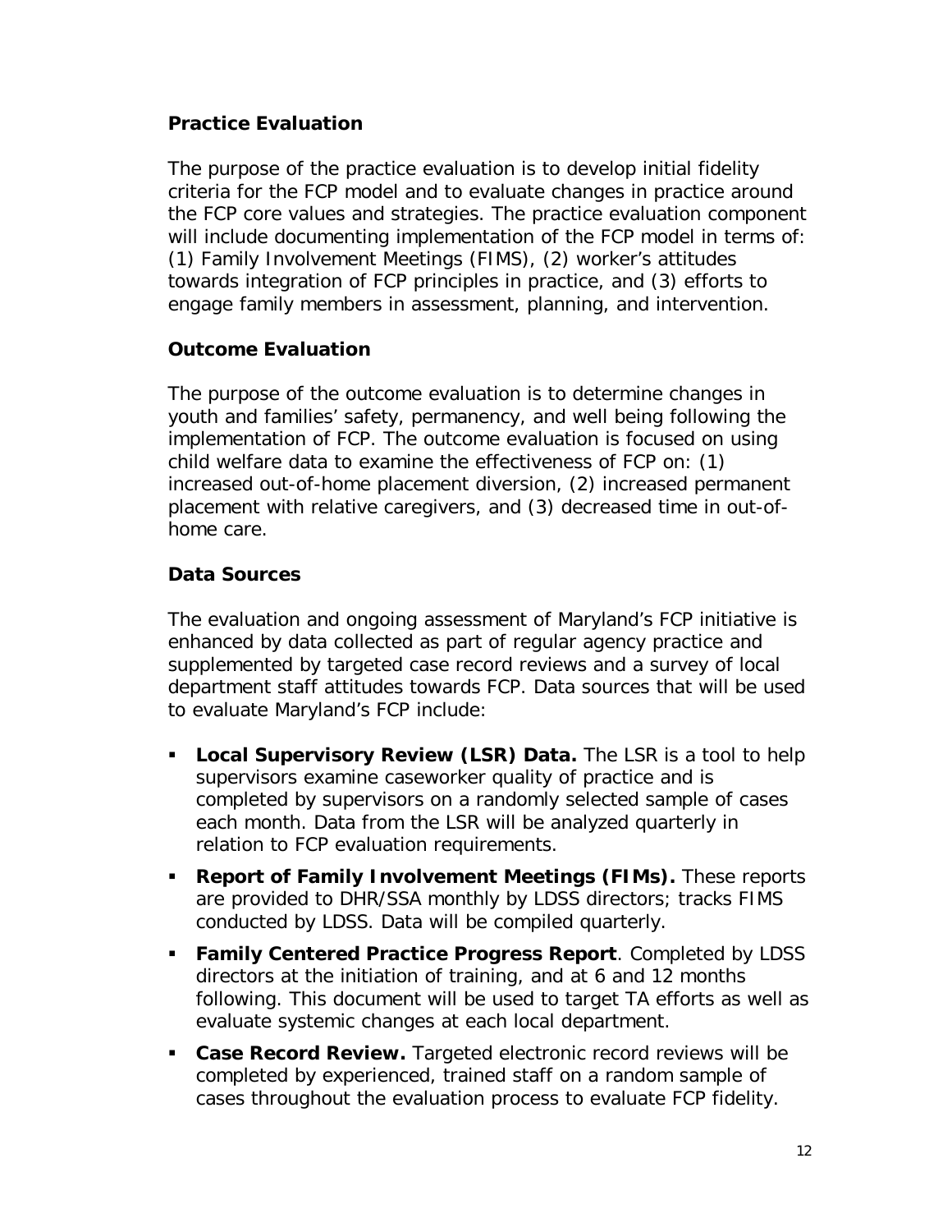### Practice Evaluation

The purpose of the practice evaluation is to develop initial fidelity criteria for the FCP model and to evaluate changes in practice around the FCP core values and strategies. The practice evaluation component will include documenting implementation of the FCP model in terms of: (1) Family Involvement Meetings (FIMS), (2) worker's attitudes towards integration of FCP principles in practice, and (3) efforts to engage family members in assessment, planning, and intervention.

### Outcome Evaluation

The purpose of the outcome evaluation is to determine changes in youth and families' safety, permanency, and well being following the implementation of FCP. The outcome evaluation is focused on using child welfare data to examine the effectiveness of FCP on: (1) increased out-of-home placement diversion, (2) increased permanent placement with relative caregivers, and (3) decreased time in out-of-home care.

### Data Sources

The evaluation and ongoing assessment of Maryland's FCP initiative is enhanced by data collected as part of regular agency practice and supplemented by targeted case record reviews and a survey of local department staff attitudes towards FCP. Data sources that will be used to evaluate Maryland's FCP include:

- **Local Supervisory Review (LSR) Data.** The LSR is a tool to help supervisors examine caseworker quality of practice and is completed by supervisors on a randomly selected sample of cases each month. Data from the LSR will be analyzed quarterly in relation to FCP evaluation requirements.
- **Report of Family Involvement Meetings (FIMs).** These reports are provided to DHR/SSA monthly by LDSS directors; tracks FIMS conducted by LDSS. Data will be compiled quarterly.
- **Family Centered Practice Progress Report**. Completed by LDSS directors at the initiation of training, and at 6 and 12 months following. This document will be used to target TA efforts as well as evaluate systemic changes at each local department.
- **Case Record Review.** Targeted electronic record reviews will be completed by experienced, trained staff on a random sample of cases throughout the evaluation process to evaluate FCP fidelity.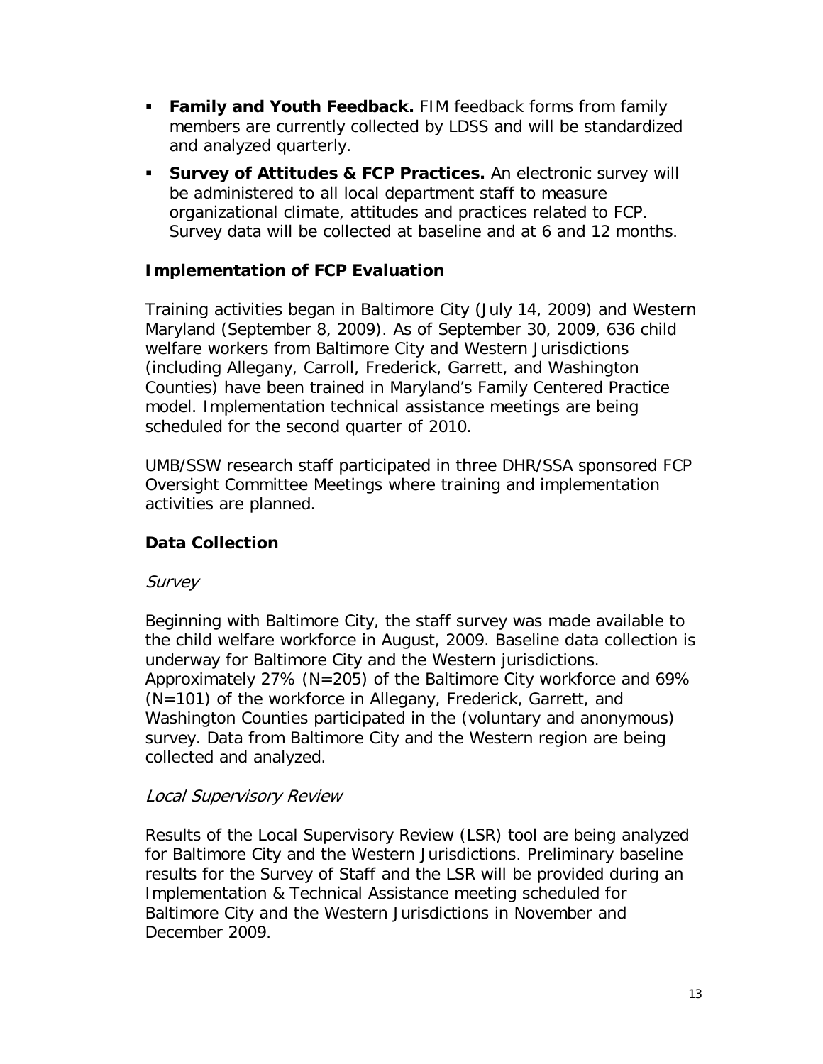- **Family and Youth Feedback.** FIM feedback forms from family members are currently collected by LDSS and will be standardized and analyzed quarterly.
- **Survey of Attitudes & FCP Practices.** An electronic survey will be administered to all local department staff to measure organizational climate, attitudes and practices related to FCP. Survey data will be collected at baseline and at 6 and 12 months.

## Implementation of FCP Evaluation

Training activities began in Baltimore City (July 14, 2009) and Western Maryland (September 8, 2009). As of September 30, 2009, 636 child welfare workers from Baltimore City and Western Jurisdictions (including Allegany, Carroll, Frederick, Garrett, and Washington Counties) have been trained in Maryland's Family Centered Practice model. Implementation technical assistance meetings are being scheduled for the second quarter of 2010.

UMB/SSW research staff participated in three DHR/SSA sponsored FCP Oversight Committee Meetings where training and implementation activities are planned.

## Data Collection

### *Survey*

Beginning with Baltimore City, the staff survey was made available to the child welfare workforce in August, 2009. Baseline data collection is underway for Baltimore City and the Western jurisdictions. Approximately 27% (N=205) of the Baltimore City workforce and 69% (N=101) of the workforce in Allegany, Frederick, Garrett, and Washington Counties participated in the (voluntary and anonymous) survey. Data from Baltimore City and the Western region are being collected and analyzed.

### *Local Supervisory Review*

Results of the Local Supervisory Review (LSR) tool are being analyzed for Baltimore City and the Western Jurisdictions. Preliminary baseline results for the Survey of Staff and the LSR will be provided during an Implementation & Technical Assistance meeting scheduled for Baltimore City and the Western Jurisdictions in November and December 2009.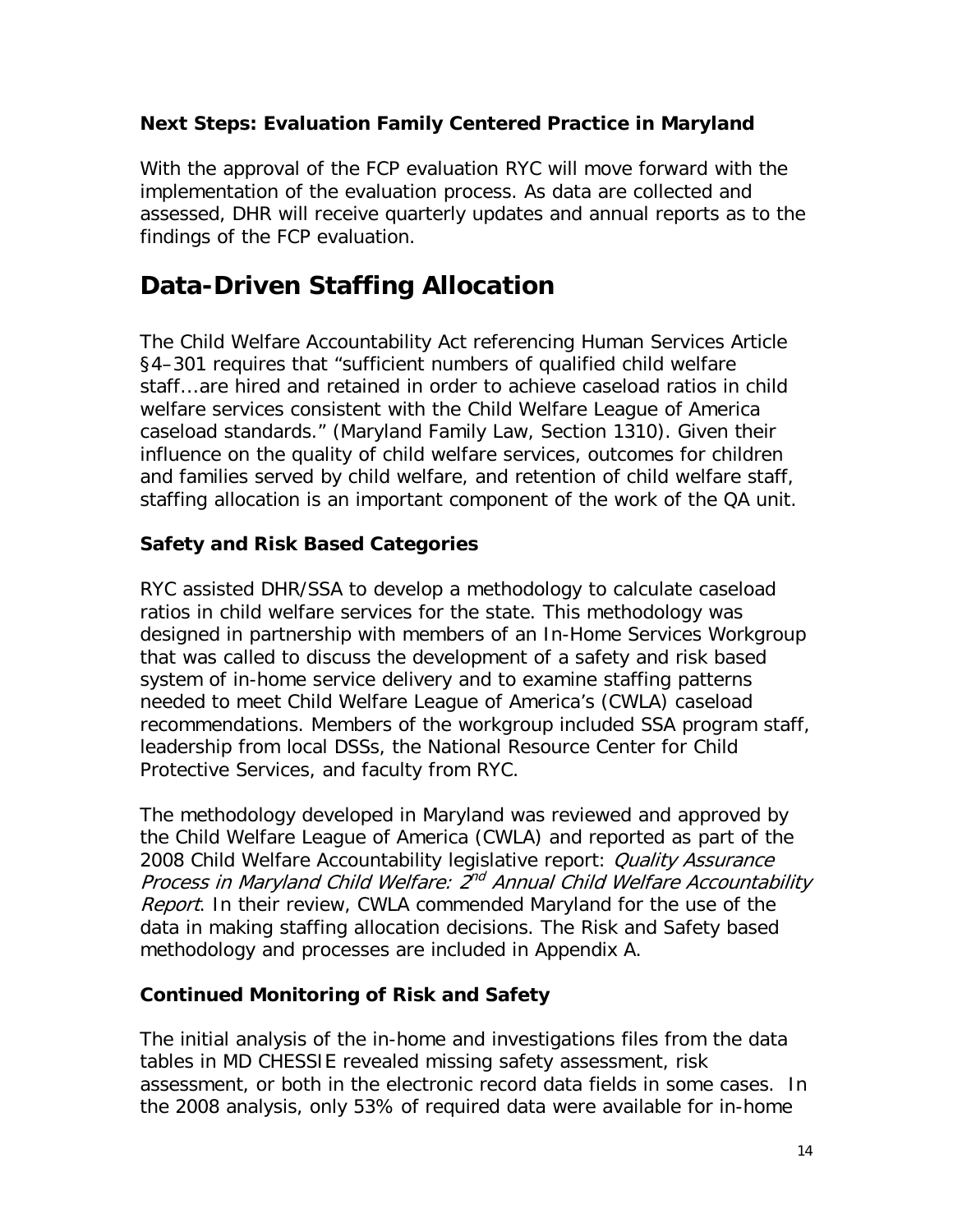### Next Steps: Evaluation Family Centered Practice in Maryland

With the approval of the FCP evaluation RYC will move forward with the implementation of the evaluation process. As data are collected and assessed, DHR will receive quarterly updates and annual reports as to the findings of the FCP evaluation.

## Data-Driven Staffing Allocation

The Child Welfare Accountability Act referencing Human Services Article §4–301 requires that "sufficient numbers of qualified child welfare staff...are hired and retained in order to achieve caseload ratios in child welfare services consistent with the Child Welfare League of America caseload standards." (Maryland Family Law, Section 1310). Given their influence on the quality of child welfare services, outcomes for children and families served by child welfare, and retention of child welfare staff, staffing allocation is an important component of the work of the QA unit.

### Safety and Risk Based Categories

RYC assisted DHR/SSA to develop a methodology to calculate caseload ratios in child welfare services for the state. This methodology was designed in partnership with members of an In-Home Services Workgroup that was called to discuss the development of a safety and risk based system of in-home service delivery and to examine staffing patterns needed to meet Child Welfare League of America's (CWLA) caseload recommendations. Members of the workgroup included SSA program staff, leadership from local DSSs, the National Resource Center for Child Protective Services, and faculty from RYC.

The methodology developed in Maryland was reviewed and approved by the Child Welfare League of America (CWLA) and reported as part of the 2008 Child Welfare Accountability legislative report: *Quality Assurance Process in Maryland Child Welfare: 2nd Annual Child Welfare Accountability Report*. In their review, CWLA commended Maryland for the use of the data in making staffing allocation decisions. The Risk and Safety based methodology and processes are included in Appendix A.

### Continued Monitoring of Risk and Safety

The initial analysis of the in-home and investigations files from the data tables in MD CHESSIE revealed missing safety assessment, risk assessment, or both in the electronic record data fields in some cases. In the 2008 analysis, only 53% of required data were available for in-home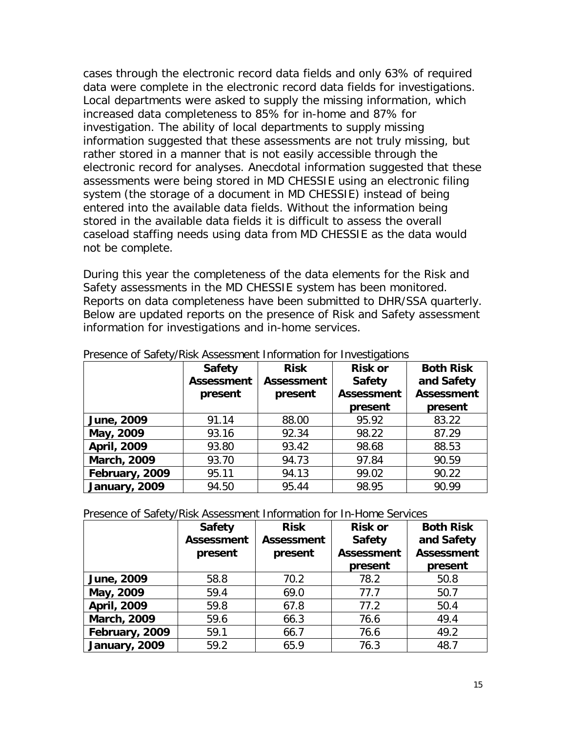cases through the electronic record data fields and only 63% of required data were complete in the electronic record data fields for investigations. Local departments were asked to supply the missing information, which increased data completeness to 85% for in-home and 87% for investigation. The ability of local departments to supply missing information suggested that these assessments are not truly missing, but rather stored in a manner that is not easily accessible through the electronic record for analyses. Anecdotal information suggested that these assessments were being stored in MD CHESSIE using an electronic filing system (the storage of a document in MD CHESSIE) instead of being entered into the available data fields. Without the information being stored in the available data fields it is difficult to assess the overall caseload staffing needs using data from MD CHESSIE as the data would not be complete.

During this year the completeness of the data elements for the Risk and Safety assessments in the MD CHESSIE system has been monitored. Reports on data completeness have been submitted to DHR/SSA quarterly. Below are updated reports on the presence of Risk and Safety assessment information for investigations and in-home services.

Presence of Safety/Risk Assessment Information for Investigations

| | Safety Assessment present | Risk Assessment present | Risk or Safety Assessment present | Both Risk and Safety Assessment present |
|---|---|---|---|---|
| **June, 2009** | 91.14 | 88.00 | 95.92 | 83.22 |
| **May, 2009** | 93.16 | 92.34 | 98.22 | 87.29 |
| **April, 2009** | 93.80 | 93.42 | 98.68 | 88.53 |
| **March, 2009** | 93.70 | 94.73 | 97.84 | 90.59 |
| **February, 2009** | 95.11 | 94.13 | 99.02 | 90.22 |
| **January, 2009** | 94.50 | 95.44 | 98.95 | 90.99 |

Presence of Safety/Risk Assessment Information for In-Home Services

| | Safety Assessment present | Risk Assessment present | Risk or Safety Assessment present | Both Risk and Safety Assessment present |
|---|---|---|---|---|
| **June, 2009** | 58.8 | 70.2 | 78.2 | 50.8 |
| **May, 2009** | 59.4 | 69.0 | 77.7 | 50.7 |
| **April, 2009** | 59.8 | 67.8 | 77.2 | 50.4 |
| **March, 2009** | 59.6 | 66.3 | 76.6 | 49.4 |
| **February, 2009** | 59.1 | 66.7 | 76.6 | 49.2 |
| **January, 2009** | 59.2 | 65.9 | 76.3 | 48.7 |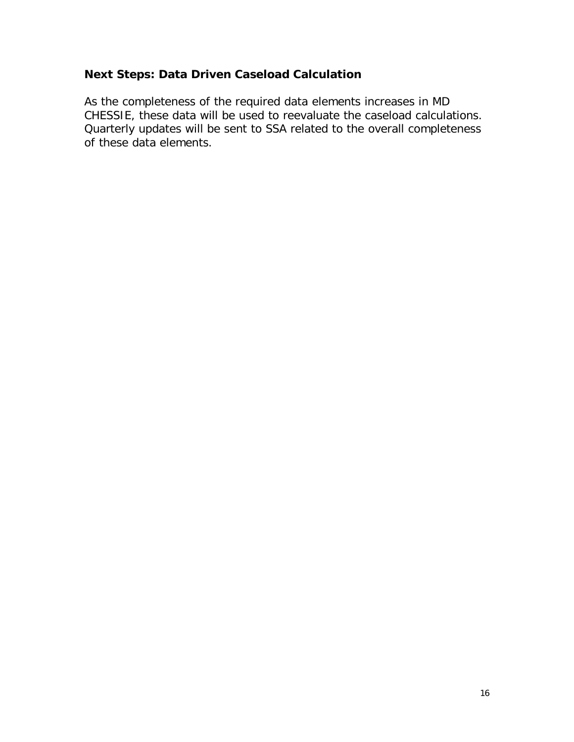## Next Steps: Data Driven Caseload Calculation

As the completeness of the required data elements increases in MD CHESSIE, these data will be used to reevaluate the caseload calculations. Quarterly updates will be sent to SSA related to the overall completeness of these data elements.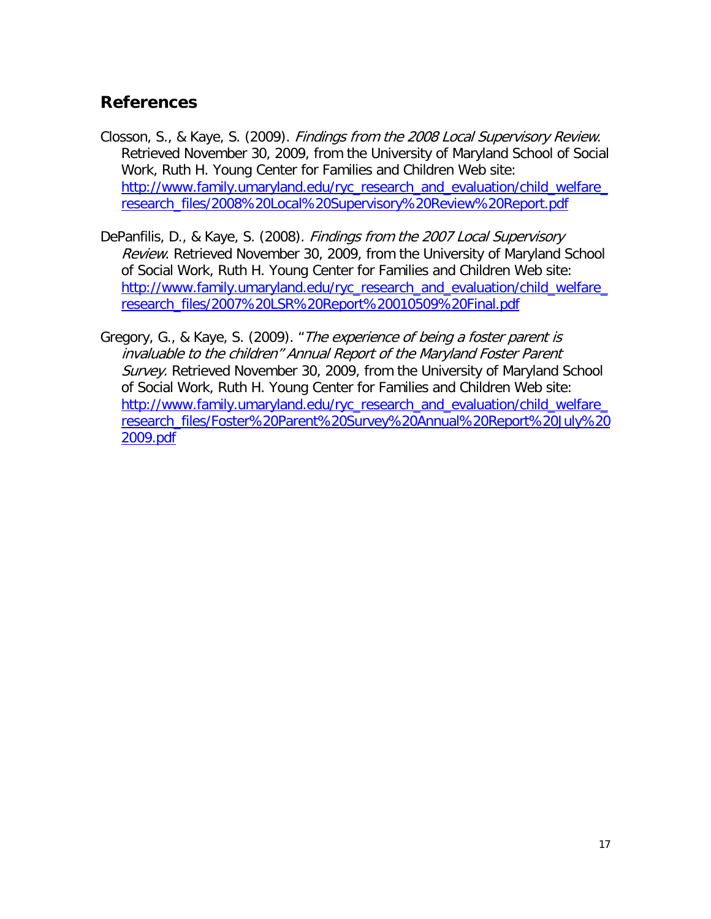## References

Closson, S., & Kaye, S. (2009). *Findings from the 2008 Local Supervisory Review*. Retrieved November 30, 2009, from the University of Maryland School of Social Work, Ruth H. Young Center for Families and Children Web site: [http://www.family.umaryland.edu/ryc_research_and_evaluation/child_welfare_research_files/2008%20Local%20Supervisory%20Review%20Report.pdf](http://www.family.umaryland.edu/ryc_research_and_evaluation/child_welfare_research_files/2008%20Local%20Supervisory%20Review%20Report.pdf)

DePanfilis, D., & Kaye, S. (2008). *Findings from the 2007 Local Supervisory Review*. Retrieved November 30, 2009, from the University of Maryland School of Social Work, Ruth H. Young Center for Families and Children Web site: [http://www.family.umaryland.edu/ryc_research_and_evaluation/child_welfare_research_files/2007%20LSR%20Report%20010509%20Final.pdf](http://www.family.umaryland.edu/ryc_research_and_evaluation/child_welfare_research_files/2007%20LSR%20Report%20010509%20Final.pdf)

Gregory, G., & Kaye, S. (2009). "*The experience of being a foster parent is invaluable to the children" Annual Report of the Maryland Foster Parent Survey.* Retrieved November 30, 2009, from the University of Maryland School of Social Work, Ruth H. Young Center for Families and Children Web site: [http://www.family.umaryland.edu/ryc_research_and_evaluation/child_welfare_research_files/Foster%20Parent%20Survey%20Annual%20Report%20July%202009.pdf](http://www.family.umaryland.edu/ryc_research_and_evaluation/child_welfare_research_files/Foster%20Parent%20Survey%20Annual%20Report%20July%202009.pdf)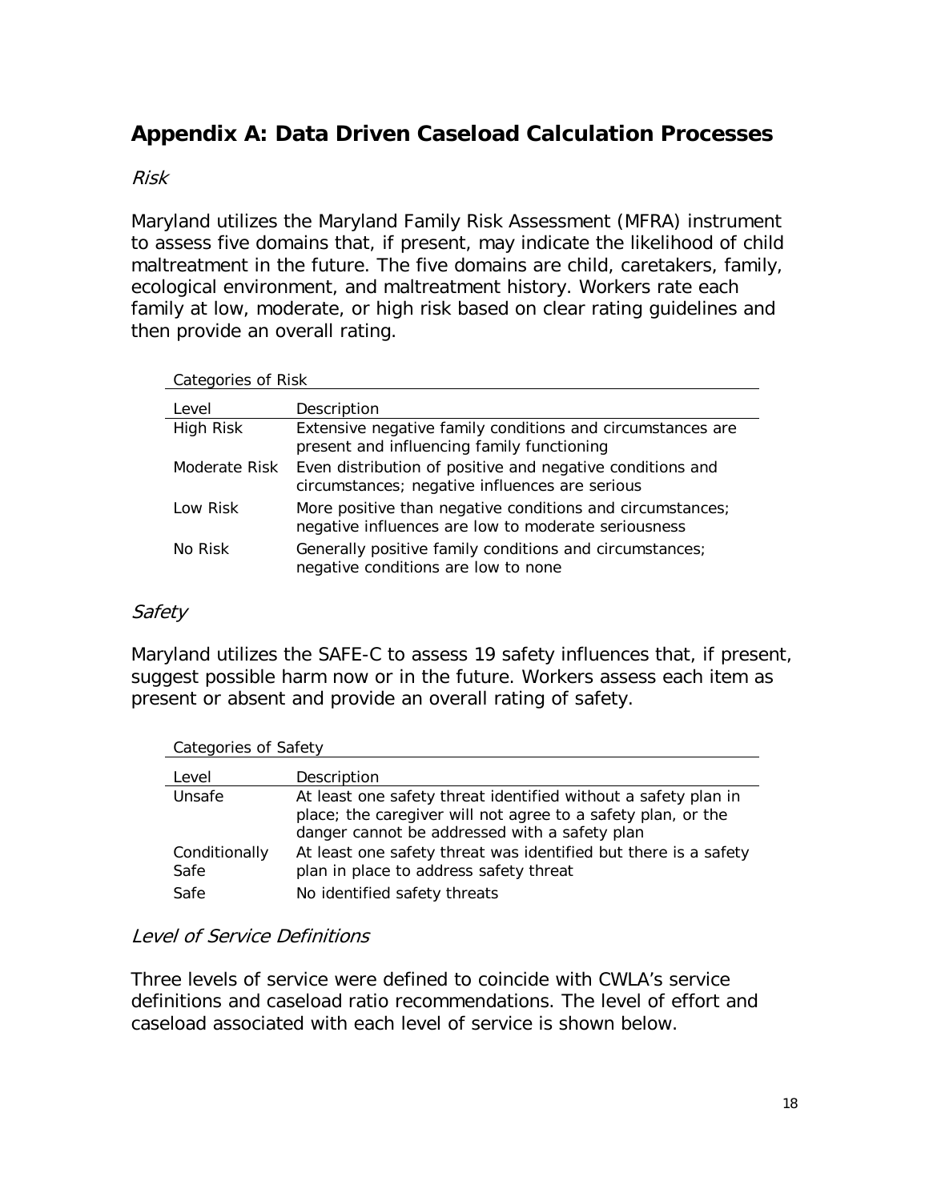## Appendix A: Data Driven Caseload Calculation Processes

*Risk*

Maryland utilizes the Maryland Family Risk Assessment (MFRA) instrument to assess five domains that, if present, may indicate the likelihood of child maltreatment in the future. The five domains are child, caretakers, family, ecological environment, and maltreatment history. Workers rate each family at low, moderate, or high risk based on clear rating guidelines and then provide an overall rating.

Categories of Risk

| Level | Description |
|---|---|
| High Risk | Extensive negative family conditions and circumstances are present and influencing family functioning |
| Moderate Risk | Even distribution of positive and negative conditions and circumstances; negative influences are serious |
| Low Risk | More positive than negative conditions and circumstances; negative influences are low to moderate seriousness |
| No Risk | Generally positive family conditions and circumstances; negative conditions are low to none |

*Safety*

Maryland utilizes the SAFE-C to assess 19 safety influences that, if present, suggest possible harm now or in the future. Workers assess each item as present or absent and provide an overall rating of safety.

Categories of Safety

| Level | Description |
|---|---|
| Unsafe | At least one safety threat identified without a safety plan in place; the caregiver will not agree to a safety plan, or the danger cannot be addressed with a safety plan |
| Conditionally Safe | At least one safety threat was identified but there is a safety plan in place to address safety threat |
| Safe | No identified safety threats |

*Level of Service Definitions*

Three levels of service were defined to coincide with CWLA's service definitions and caseload ratio recommendations. The level of effort and caseload associated with each level of service is shown below.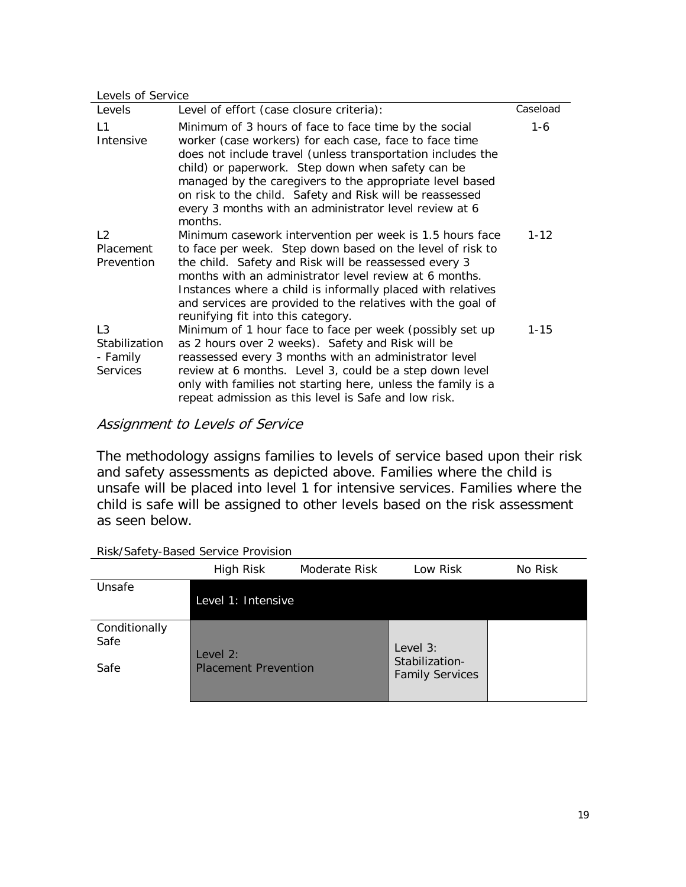Levels of Service

| Levels | Level of effort (case closure criteria): | Caseload |
|---|---|---|
| L1 Intensive | Minimum of 3 hours of face to face time by the social worker (case workers) for each case, face to face time does not include travel (unless transportation includes the child) or paperwork. Step down when safety can be managed by the caregivers to the appropriate level based on risk to the child. Safety and Risk will be reassessed every 3 months with an administrator level review at 6 months. | 1-6 |
| L2 Placement Prevention | Minimum casework intervention per week is 1.5 hours face to face per week. Step down based on the level of risk to the child. Safety and Risk will be reassessed every 3 months with an administrator level review at 6 months. Instances where a child is informally placed with relatives and services are provided to the relatives with the goal of reunifying fit into this category. | 1-12 |
| L3 Stabilization - Family Services | Minimum of 1 hour face to face per week (possibly set up as 2 hours over 2 weeks). Safety and Risk will be reassessed every 3 months with an administrator level review at 6 months. Level 3, could be a step down level only with families not starting here, unless the family is a repeat admission as this level is Safe and low risk. | 1-15 |

### *Assignment to Levels of Service*

The methodology assigns families to levels of service based upon their risk and safety assessments as depicted above. Families where the child is unsafe will be placed into level 1 for intensive services. Families where the child is safe will be assigned to other levels based on the risk assessment as seen below.

Risk/Safety-Based Service Provision

| | High Risk | Moderate Risk | Low Risk | No Risk |
|---|---|---|---|---|
| Unsafe | Level 1: Intensive | | | |
| Conditionally Safe | Level 2: Placement Prevention | | Level 3: Stabilization-Family Services | |
| Safe | | | | |